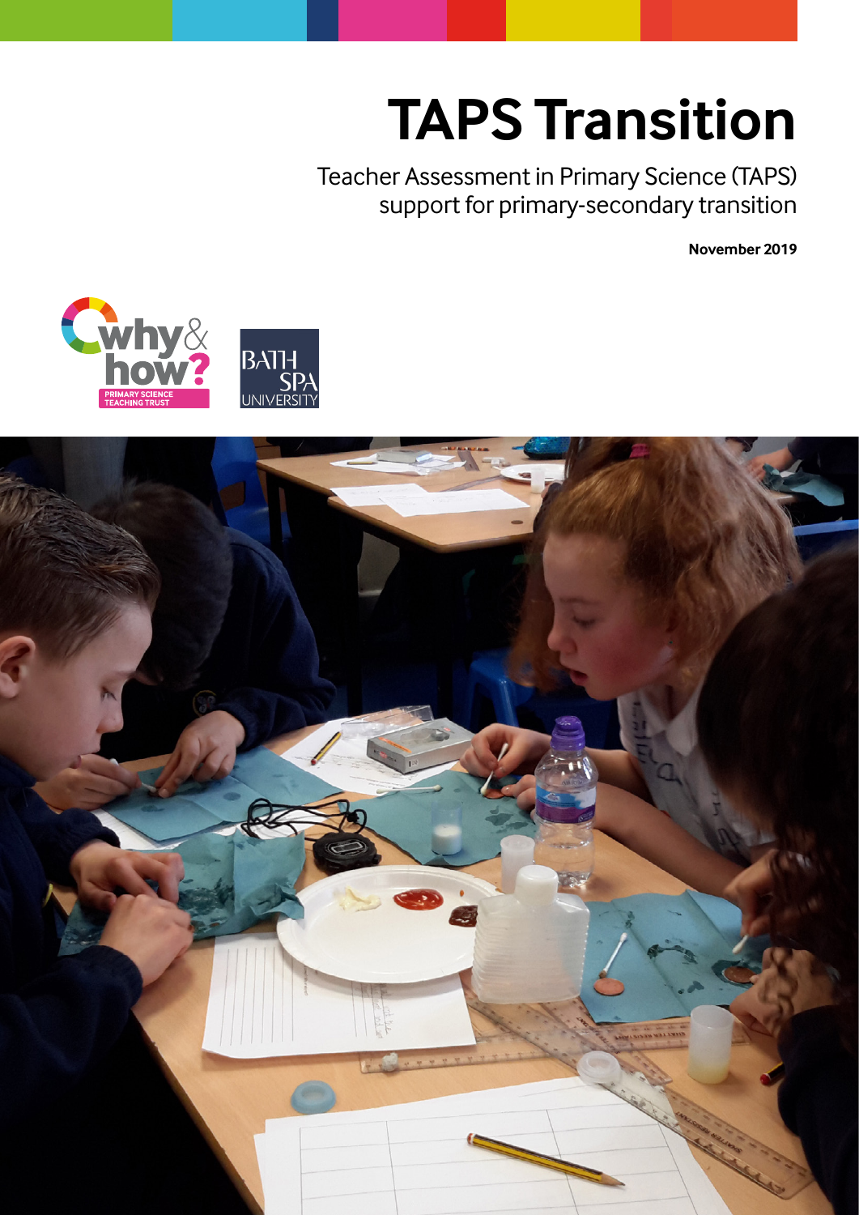# TAPS Transition

Teacher Assessment in Primary Science (TAPS) support for primary-secondary transition

**November 2019**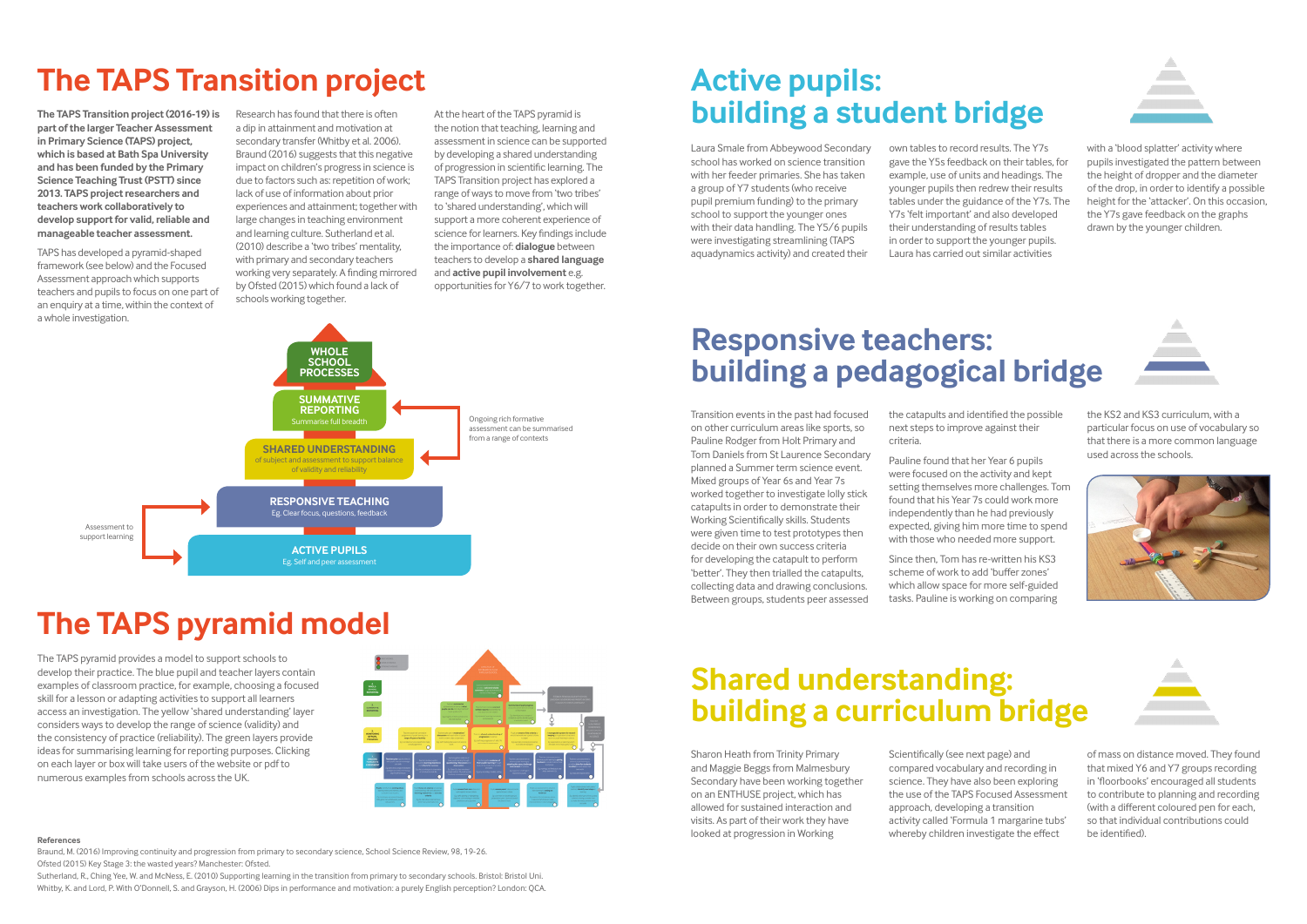# The TAPS Transition project

**The TAPS Transition project (2016-19) is part of the larger Teacher Assessment in Primary Science (TAPS) project, which is based at Bath Spa University and has been funded by the Primary Science Teaching Trust (PSTT) since 2013. TAPS project researchers and teachers work collaboratively to develop support for valid, reliable and manageable teacher assessment.**

TAPS has developed a pyramid-shaped framework (see below) and the Focused Assessment approach which supports teachers and pupils to focus on one part of an enquiry at a time, within the context of a whole investigation.

Research has found that there is often a dip in attainment and motivation at secondary transfer (Whitby et al. 2006). Braund (2016) suggests that this negative impact on children's progress in science is due to factors such as: repetition of work; lack of use of information about prior experiences and attainment; together with large changes in teaching environment and learning culture. Sutherland et al. (2010) describe a 'two tribes' mentality, with primary and secondary teachers working very separately. A finding mirrored by Ofsted (2015) which found a lack of schools working together.

At the heart of the TAPS pyramid is the notion that teaching, learning and assessment in science can be supported by developing a shared understanding of progression in scientific learning. The TAPS Transition project has explored a range of ways to move from 'two tribes' to 'shared understanding', which will support a more coherent experience of science for learners. Key findings include the importance of: **dialogue** between teachers to develop a **shared language** and **active pupil involvement** e.g. opportunities for Y6/7 to work together.

WHOLE SCHOOL PROCESSES

SUMMATIVE REPORTING
Summarise full breadth

SHARED UNDERSTANDING
of subject and assessment to support balance of validity and reliability

RESPONSIVE TEACHING
Eg. Clear focus, questions, feedback

ACTIVE PUPILS
Eg. Self and peer assessment

Ongoing rich formative assessment can be summarised from a range of contexts

Assessment to support learning

# The TAPS pyramid model

The TAPS pyramid provides a model to support schools to develop their practice. The blue pupil and teacher layers contain examples of classroom practice, for example, choosing a focused skill for a lesson or adapting activities to support all learners access an investigation. The yellow 'shared understanding' layer considers ways to develop the range of science (validity) and the consistency of practice (reliability). The green layers provide ideas for summarising learning for reporting purposes. Clicking on each layer or box will take users of the website or pdf to numerous examples from schools across the UK.

# Active pupils: building a student bridge

Laura Smale from Abbeywood Secondary school has worked on science transition with her feeder primaries. She has taken a group of Y7 students (who receive pupil premium funding) to the primary school to support the younger ones with their data handling. The Y5/6 pupils were investigating streamlining (TAPS aquadynamics activity) and created their own tables to record results. The Y7s gave the Y5s feedback on their tables, for example, use of units and headings. The younger pupils then redrew their results tables under the guidance of the Y7s. The Y7s 'felt important' and also developed their understanding of results tables in order to support the younger pupils. Laura has carried out similar activities with a 'blood splatter' activity where pupils investigated the pattern between the height of dropper and the diameter of the drop, in order to identify a possible height for the 'attacker'. On this occasion, the Y7s gave feedback on the graphs drawn by the younger children.

# Responsive teachers: building a pedagogical bridge

Transition events in the past had focused on other curriculum areas like sports, so Pauline Rodger from Holt Primary and Tom Daniels from St Laurence Secondary planned a Summer term science event. Mixed groups of Year 6s and Year 7s worked together to investigate lolly stick catapults in order to demonstrate their Working Scientifically skills. Students were given time to test prototypes then decide on their own success criteria for developing the catapult to perform 'better'. They then trialled the catapults, collecting data and drawing conclusions. Between groups, students peer assessed the catapults and identified the possible next steps to improve against their criteria.

Pauline found that her Year 6 pupils were focused on the activity and kept setting themselves more challenges. Tom found that his Year 7s could work more independently than he had previously expected, giving him more time to spend with those who needed more support.

Since then, Tom has re-written his KS3 scheme of work to add 'buffer zones' which allow space for more self-guided tasks. Pauline is working on comparing the KS2 and KS3 curriculum, with a particular focus on use of vocabulary so that there is a more common language used across the schools.

# Shared understanding: building a curriculum bridge

Sharon Heath from Trinity Primary and Maggie Beggs from Malmesbury Secondary have been working together on an ENTHUSE project, which has allowed for sustained interaction and visits. As part of their work they have looked at progression in Working Scientifically (see next page) and compared vocabulary and recording in science. They have also been exploring the use of the TAPS Focused Assessment approach, developing a transition activity called 'Formula 1 margarine tubs' whereby children investigate the effect of mass on distance moved. They found that mixed Y6 and Y7 groups recording in 'floorbooks' encouraged all students to contribute to planning and recording (with a different coloured pen for each, so that individual contributions could be identified).

**References**

Braund, M. (2016) Improving continuity and progression from primary to secondary science, School Science Review, 98, 19-26.

Ofsted (2015) Key Stage 3: the wasted years? Manchester: Ofsted.

Sutherland, R., Ching Yee, W. and McNess, E. (2010) Supporting learning in the transition from primary to secondary schools. Bristol: Bristol Uni.

Whitby, K. and Lord, P. With O'Donnell, S. and Grayson, H. (2006) Dips in performance and motivation: a purely English perception? London: QCA.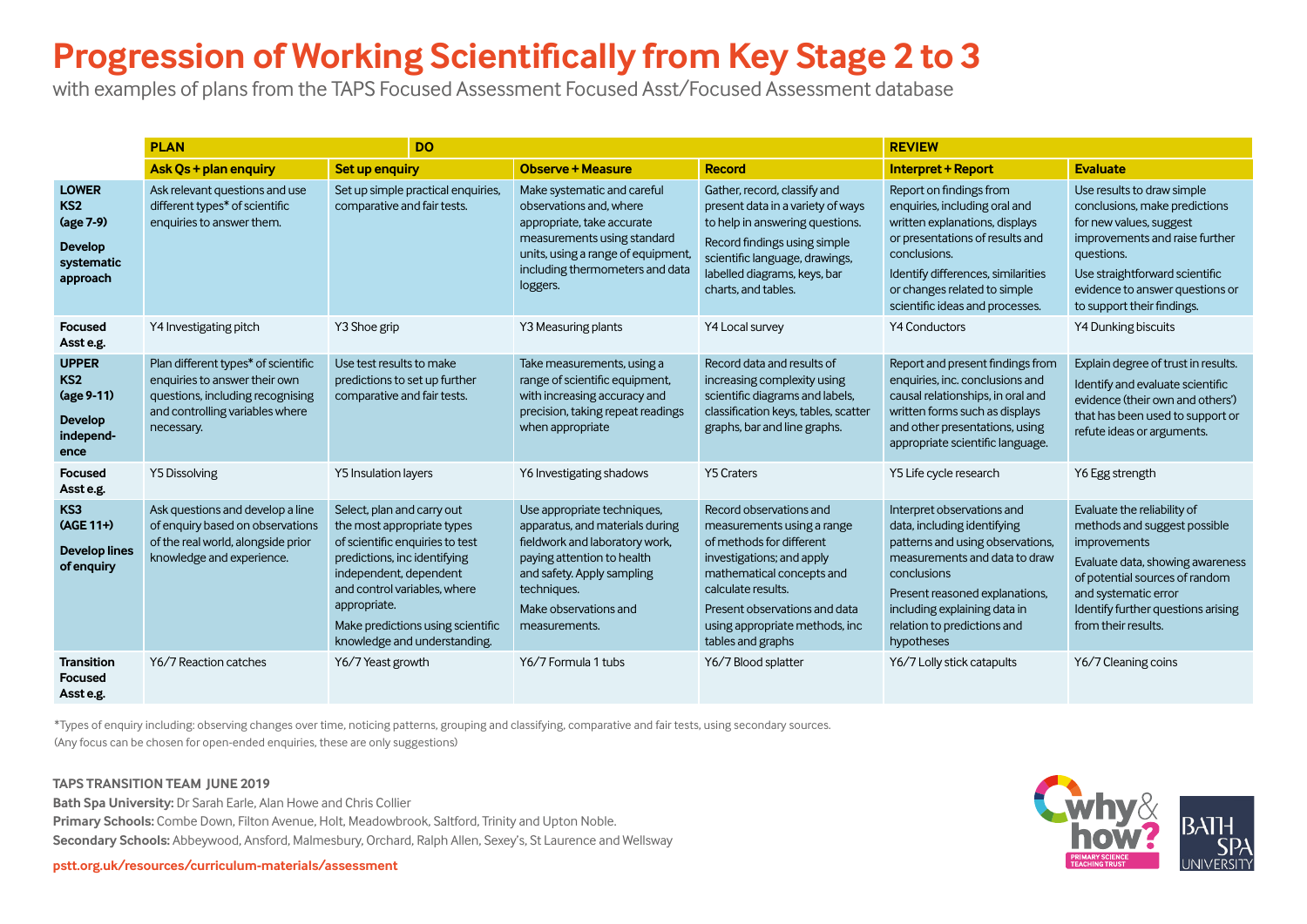# Progression of Working Scientifically from Key Stage 2 to 3

with examples of plans from the TAPS Focused Assessment Focused Asst/Focused Assessment database

| | PLAN | | DO | | REVIEW | |
|---|---|---|---|---|---|---|
| | **Ask Qs + plan enquiry** | **Set up enquiry** | **Observe + Measure** | **Record** | **Interpret + Report** | **Evaluate** |
| **LOWER KS2 (age 7-9) Develop systematic approach** | Ask relevant questions and use different types* of scientific enquiries to answer them. | Set up simple practical enquiries, comparative and fair tests. | Make systematic and careful observations and, where appropriate, take accurate measurements using standard units, using a range of equipment, including thermometers and data loggers. | Gather, record, classify and present data in a variety of ways to help in answering questions. Record findings using simple scientific language, drawings, labelled diagrams, keys, bar charts, and tables. | Report on findings from enquiries, including oral and written explanations, displays or presentations of results and conclusions. Identify differences, similarities or changes related to simple scientific ideas and processes. | Use results to draw simple conclusions, make predictions for new values, suggest improvements and raise further questions. Use straightforward scientific evidence to answer questions or to support their findings. |
| **Focused Asst e.g.** | Y4 Investigating pitch | Y3 Shoe grip | Y3 Measuring plants | Y4 Local survey | Y4 Conductors | Y4 Dunking biscuits |
| **UPPER KS2 (age 9-11) Develop independ-ence** | Plan different types* of scientific enquiries to answer their own questions, including recognising and controlling variables where necessary. | Use test results to make predictions to set up further comparative and fair tests. | Take measurements, using a range of scientific equipment, with increasing accuracy and precision, taking repeat readings when appropriate | Record data and results of increasing complexity using scientific diagrams and labels, classification keys, tables, scatter graphs, bar and line graphs. | Report and present findings from enquiries, inc. conclusions and causal relationships, in oral and written forms such as displays and other presentations, using appropriate scientific language. | Explain degree of trust in results. Identify and evaluate scientific evidence (their own and others') that has been used to support or refute ideas or arguments. |
| **Focused Asst e.g.** | Y5 Dissolving | Y5 Insulation layers | Y6 Investigating shadows | Y5 Craters | Y5 Life cycle research | Y6 Egg strength |
| **KS3 (AGE 11+) Develop lines of enquiry** | Ask questions and develop a line of enquiry based on observations of the real world, alongside prior knowledge and experience. | Select, plan and carry out the most appropriate types of scientific enquiries to test predictions, inc identifying independent, dependent and control variables, where appropriate. Make predictions using scientific knowledge and understanding. | Use appropriate techniques, apparatus, and materials during fieldwork and laboratory work, paying attention to health and safety. Apply sampling techniques. Make observations and measurements. | Record observations and measurements using a range of methods for different investigations; and apply mathematical concepts and calculate results. Present observations and data using appropriate methods, inc tables and graphs | Interpret observations and data, including identifying patterns and using observations, measurements and data to draw conclusions Present reasoned explanations, including explaining data in relation to predictions and hypotheses | Evaluate the reliability of methods and suggest possible improvements Evaluate data, showing awareness of potential sources of random and systematic error Identify further questions arising from their results. |
| **Transition Focused Asst e.g.** | Y6/7 Reaction catches | Y6/7 Yeast growth | Y6/7 Formula 1 tubs | Y6/7 Blood splatter | Y6/7 Lolly stick catapults | Y6/7 Cleaning coins |

*Types of enquiry including: observing changes over time, noticing patterns, grouping and classifying, comparative and fair tests, using secondary sources.
(Any focus can be chosen for open-ended enquiries, these are only suggestions)

**TAPS TRANSITION TEAM JUNE 2019**

**Bath Spa University:** Dr Sarah Earle, Alan Howe and Chris Collier

**Primary Schools:** Combe Down, Filton Avenue, Holt, Meadowbrook, Saltford, Trinity and Upton Noble.

**Secondary Schools:** Abbeywood, Ansford, Malmesbury, Orchard, Ralph Allen, Sexey's, St Laurence and Wellsway

pstt.org.uk/resources/curriculum-materials/assessment